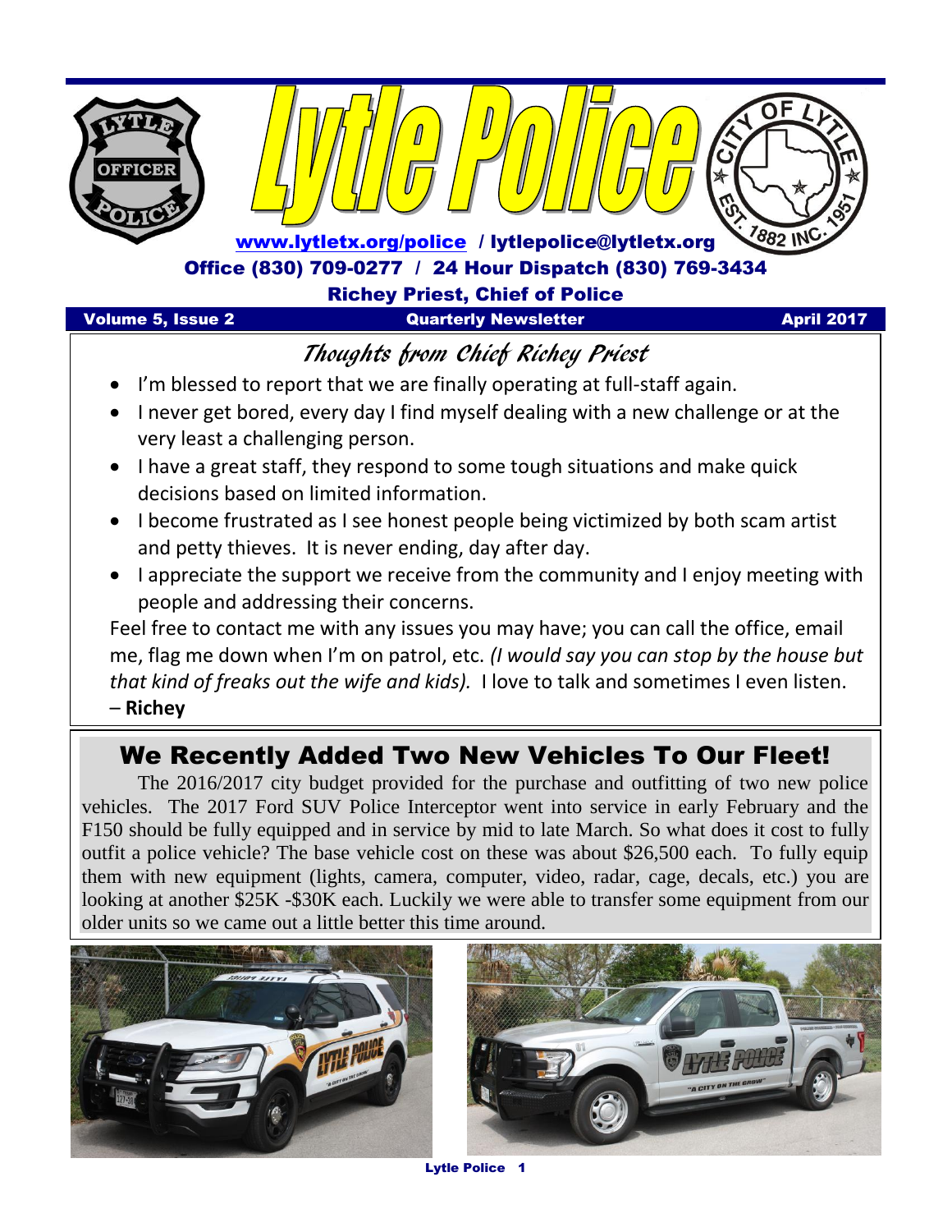# Lytle Police

www.lytletx.org/police / lytlepolice@lytletx.org

Office (830) 709-0277 / 24 Hour Dispatch (830) 769-3434

Richey Priest, Chief of Police

**Volume 5, Issue 2** | **Quarterly Newsletter** | **April 2017**

## Thoughts from Chief Richey Priest

- I'm blessed to report that we are finally operating at full-staff again.
- I never get bored, every day I find myself dealing with a new challenge or at the very least a challenging person.
- I have a great staff, they respond to some tough situations and make quick decisions based on limited information.
- I become frustrated as I see honest people being victimized by both scam artist and petty thieves. It is never ending, day after day.
- I appreciate the support we receive from the community and I enjoy meeting with people and addressing their concerns.

Feel free to contact me with any issues you may have; you can call the office, email me, flag me down when I'm on patrol, etc. *(I would say you can stop by the house but that kind of freaks out the wife and kids).* I love to talk and sometimes I even listen.
– **Richey**

## We Recently Added Two New Vehicles To Our Fleet!

The 2016/2017 city budget provided for the purchase and outfitting of two new police vehicles. The 2017 Ford SUV Police Interceptor went into service in early February and the F150 should be fully equipped and in service by mid to late March. So what does it cost to fully outfit a police vehicle? The base vehicle cost on these was about $26,500 each. To fully equip them with new equipment (lights, camera, computer, video, radar, cage, decals, etc.) you are looking at another $25K -$30K each. Luckily we were able to transfer some equipment from our older units so we came out a little better this time around.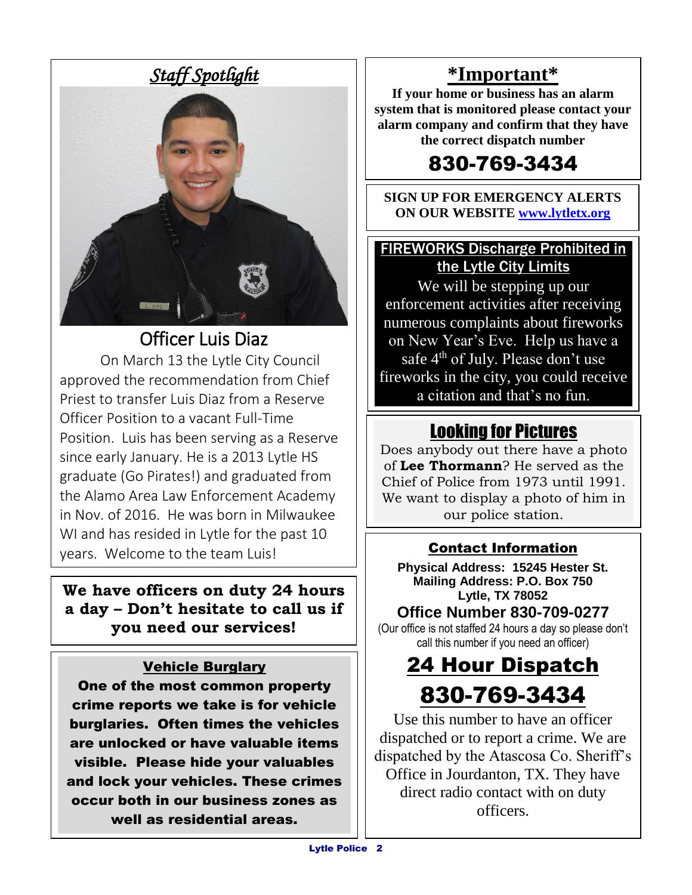## *Staff Spotlight*

### Officer Luis Diaz

On March 13 the Lytle City Council approved the recommendation from Chief Priest to transfer Luis Diaz from a Reserve Officer Position to a vacant Full-Time Position. Luis has been serving as a Reserve since early January. He is a 2013 Lytle HS graduate (Go Pirates!) and graduated from the Alamo Area Law Enforcement Academy in Nov. of 2016. He was born in Milwaukee WI and has resided in Lytle for the past 10 years. Welcome to the team Luis!

**We have officers on duty 24 hours a day – Don't hesitate to call us if you need our services!**

### Vehicle Burglary

**One of the most common property crime reports we take is for vehicle burglaries. Often times the vehicles are unlocked or have valuable items visible. Please hide your valuables and lock your vehicles. These crimes occur both in our business zones as well as residential areas.**

## \*Important\*

**If your home or business has an alarm system that is monitored please contact your alarm company and confirm that they have the correct dispatch number**

## 830-769-3434

**SIGN UP FOR EMERGENCY ALERTS ON OUR WEBSITE [www.lytletx.org](http://www.lytletx.org)**

### FIREWORKS Discharge Prohibited in the Lytle City Limits

We will be stepping up our enforcement activities after receiving numerous complaints about fireworks on New Year's Eve. Help us have a safe 4th of July. Please don't use fireworks in the city, you could receive a citation and that's no fun.

### Looking for Pictures

Does anybody out there have a photo of **Lee Thormann**? He served as the Chief of Police from 1973 until 1991. We want to display a photo of him in our police station.

### Contact Information

**Physical Address: 15245 Hester St.**
**Mailing Address: P.O. Box 750**
**Lytle, TX 78052**

**Office Number 830-709-0277**

(Our office is not staffed 24 hours a day so please don't call this number if you need an officer)

## 24 Hour Dispatch

## 830-769-3434

Use this number to have an officer dispatched or to report a crime. We are dispatched by the Atascosa Co. Sheriff's Office in Jourdanton, TX. They have direct radio contact with on duty officers.